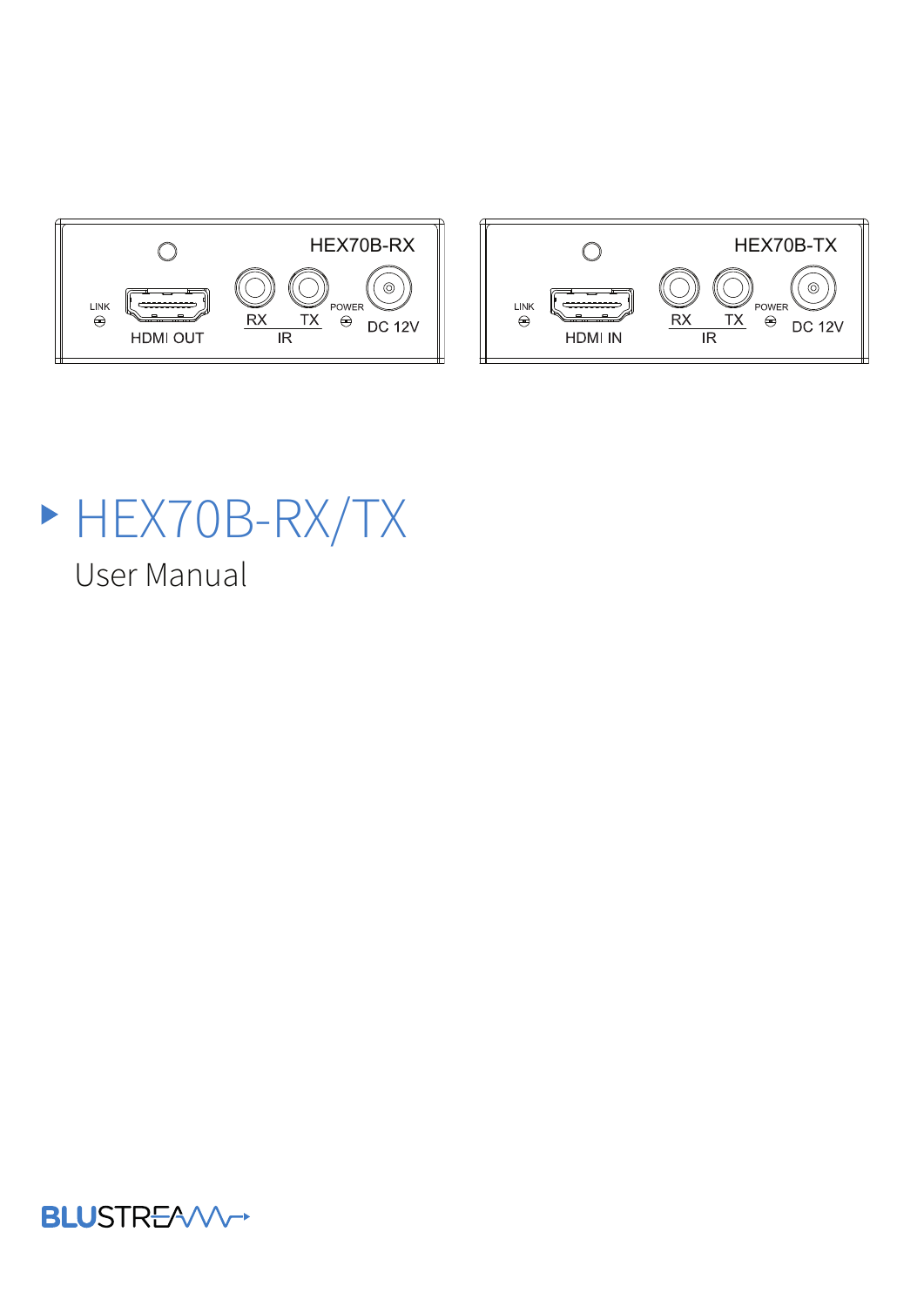# HEX70B-RX/TX

User Manual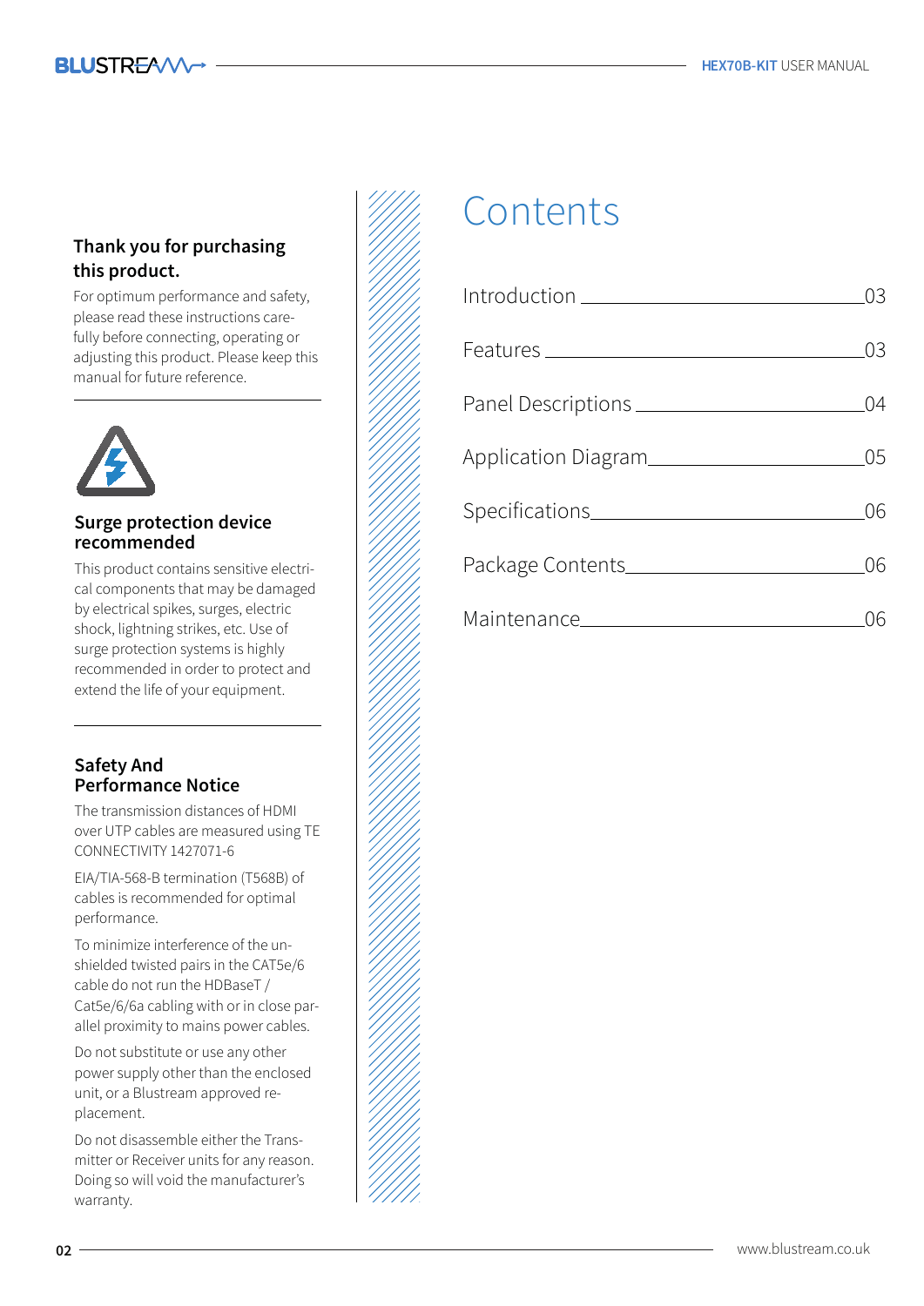## Thank you for purchasing this product.

For optimum performance and safety, please read these instructions carefully before connecting, operating or adjusting this product. Please keep this manual for future reference.

## Surge protection device recommended

This product contains sensitive electrical components that may be damaged by electrical spikes, surges, electric shock, lightning strikes, etc. Use of surge protection systems is highly recommended in order to protect and extend the life of your equipment.

## Safety And Performance Notice

The transmission distances of HDMI over UTP cables are measured using TE CONNECTIVITY 1427071-6

EIA/TIA-568-B termination (T568B) of cables is recommended for optimal performance.

To minimize interference of the unshielded twisted pairs in the CAT5e/6 cable do not run the HDBaseT / Cat5e/6/6a cabling with or in close parallel proximity to mains power cables.

Do not substitute or use any other power supply other than the enclosed unit, or a Blustream approved replacement.

Do not disassemble either the Transmitter or Receiver units for any reason. Doing so will void the manufacturer's warranty.

# Contents

| | |
|---|---|
| Introduction | 03 |
| Features | 03 |
| Panel Descriptions | 04 |
| Application Diagram | 05 |
| Specifications | 06 |
| Package Contents | 06 |
| Maintenance | 06 |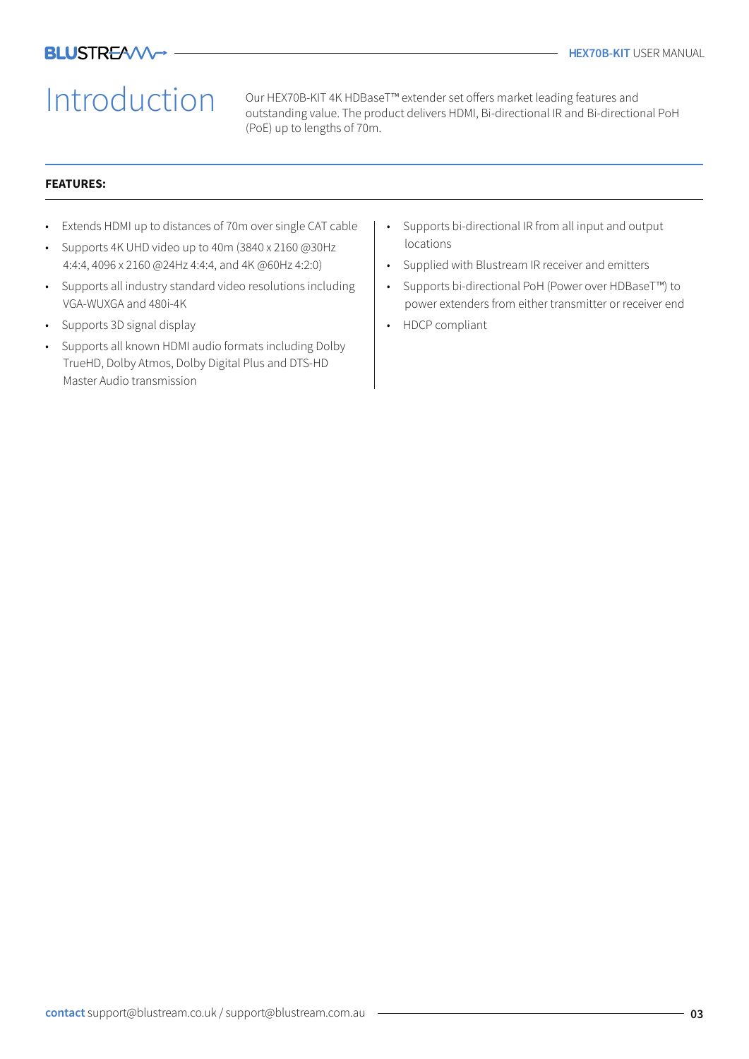# Introduction

Our HEX70B-KIT 4K HDBaseT™ extender set offers market leading features and outstanding value. The product delivers HDMI, Bi-directional IR and Bi-directional PoH (PoE) up to lengths of 70m.

**FEATURES:**

- Extends HDMI up to distances of 70m over single CAT cable
- Supports 4K UHD video up to 40m (3840 x 2160 @30Hz 4:4:4, 4096 x 2160 @24Hz 4:4:4, and 4K @60Hz 4:2:0)
- Supports all industry standard video resolutions including VGA-WUXGA and 480i-4K
- Supports 3D signal display
- Supports all known HDMI audio formats including Dolby TrueHD, Dolby Atmos, Dolby Digital Plus and DTS-HD Master Audio transmission
- Supports bi-directional IR from all input and output locations
- Supplied with Blustream IR receiver and emitters
- Supports bi-directional PoH (Power over HDBaseT™) to power extenders from either transmitter or receiver end
- HDCP compliant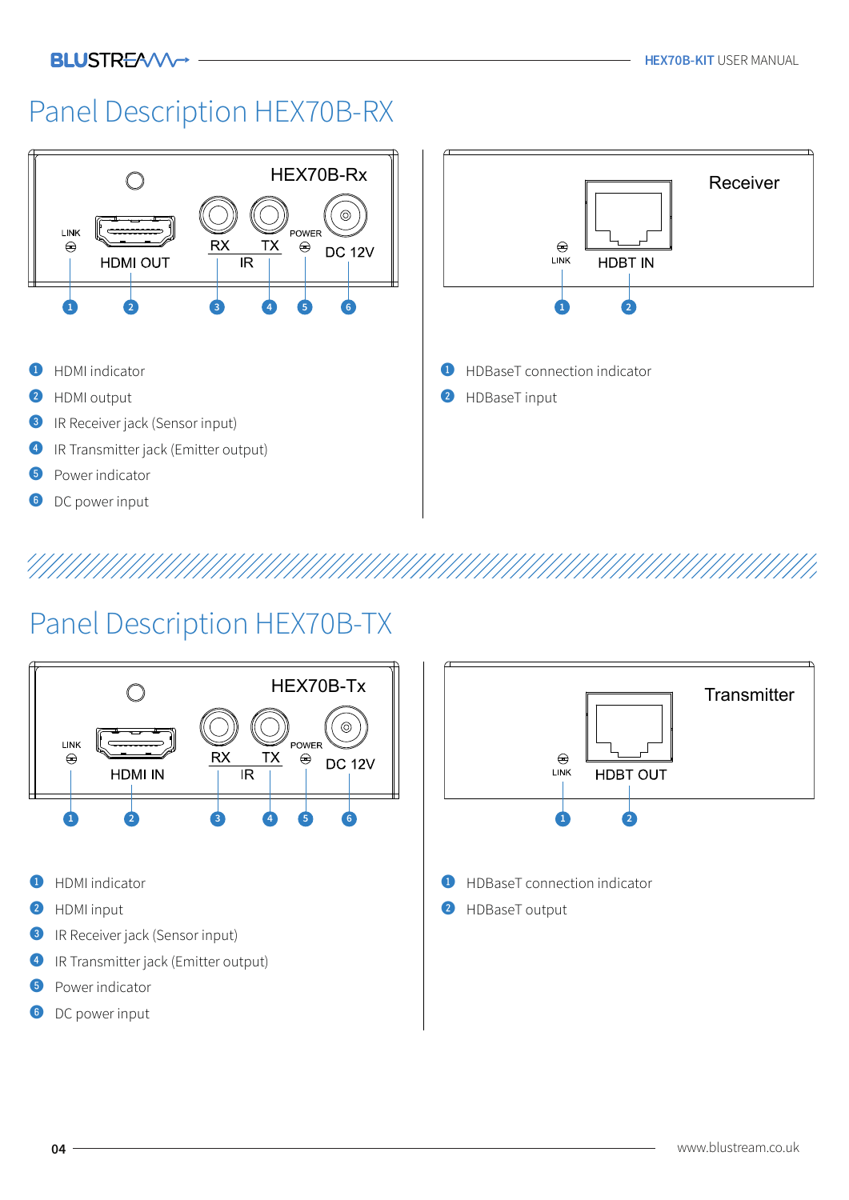# Panel Description HEX70B-RX

1. HDMI indicator
2. HDMI output
3. IR Receiver jack (Sensor input)
4. IR Transmitter jack (Emitter output)
5. Power indicator
6. DC power input

1. HDBaseT connection indicator
2. HDBaseT input

# Panel Description HEX70B-TX

1. HDMI indicator
2. HDMI input
3. IR Receiver jack (Sensor input)
4. IR Transmitter jack (Emitter output)
5. Power indicator
6. DC power input

1. HDBaseT connection indicator
2. HDBaseT output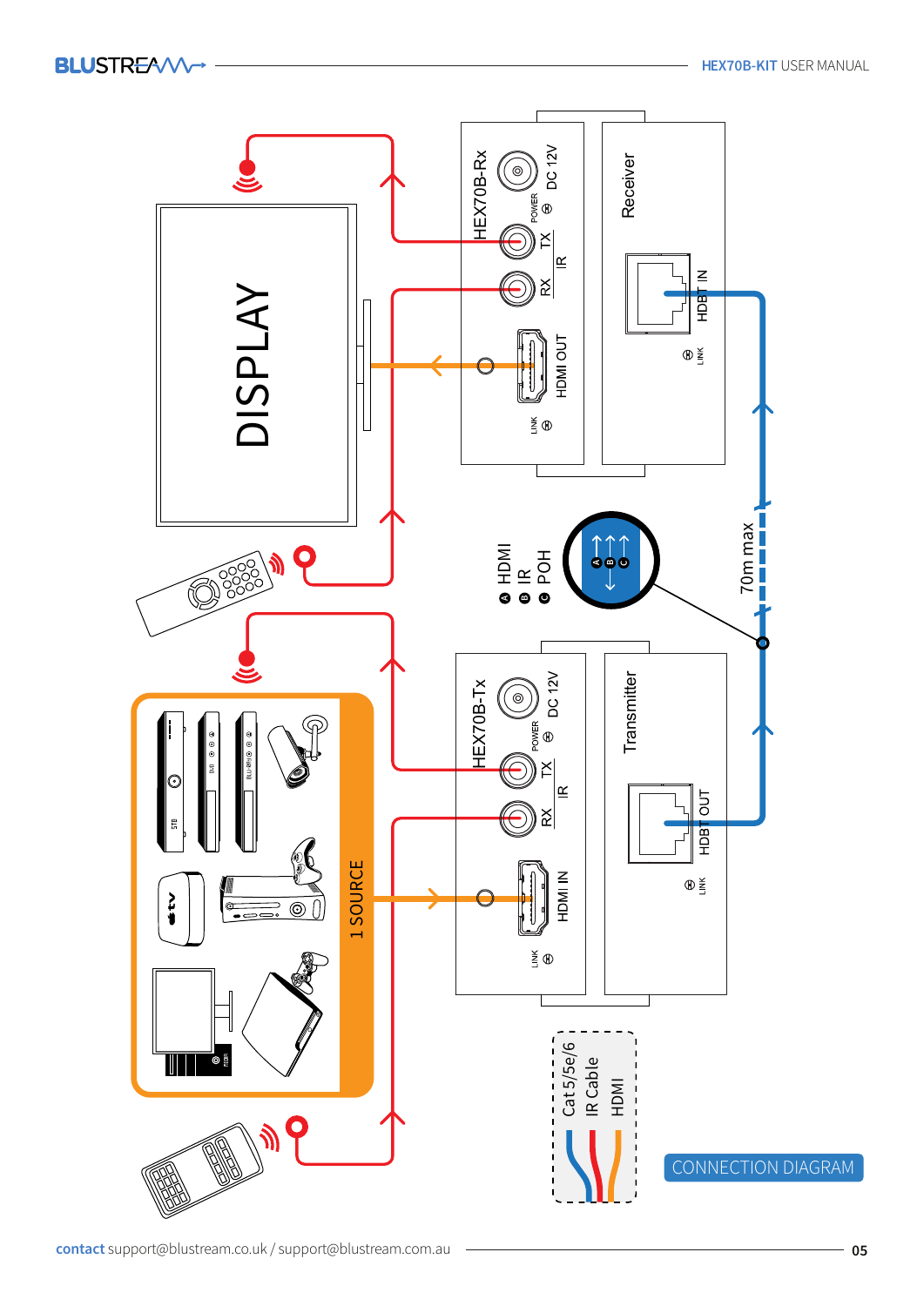## CONNECTION DIAGRAM

DISPLAY

HEX70B-Rx

DC 12V

POWER

TX

IR

RX

HDMI OUT

LINK

Receiver

HDBT IN

LINK

A HDMI
B IR
C POH

70m max

HEX70B-Tx

DC 12V

POWER

TX

IR

RX

HDMI IN

LINK

Transmitter

HDBT OUT

LINK

1 SOURCE

Cat 5/5e/6
IR Cable
HDMI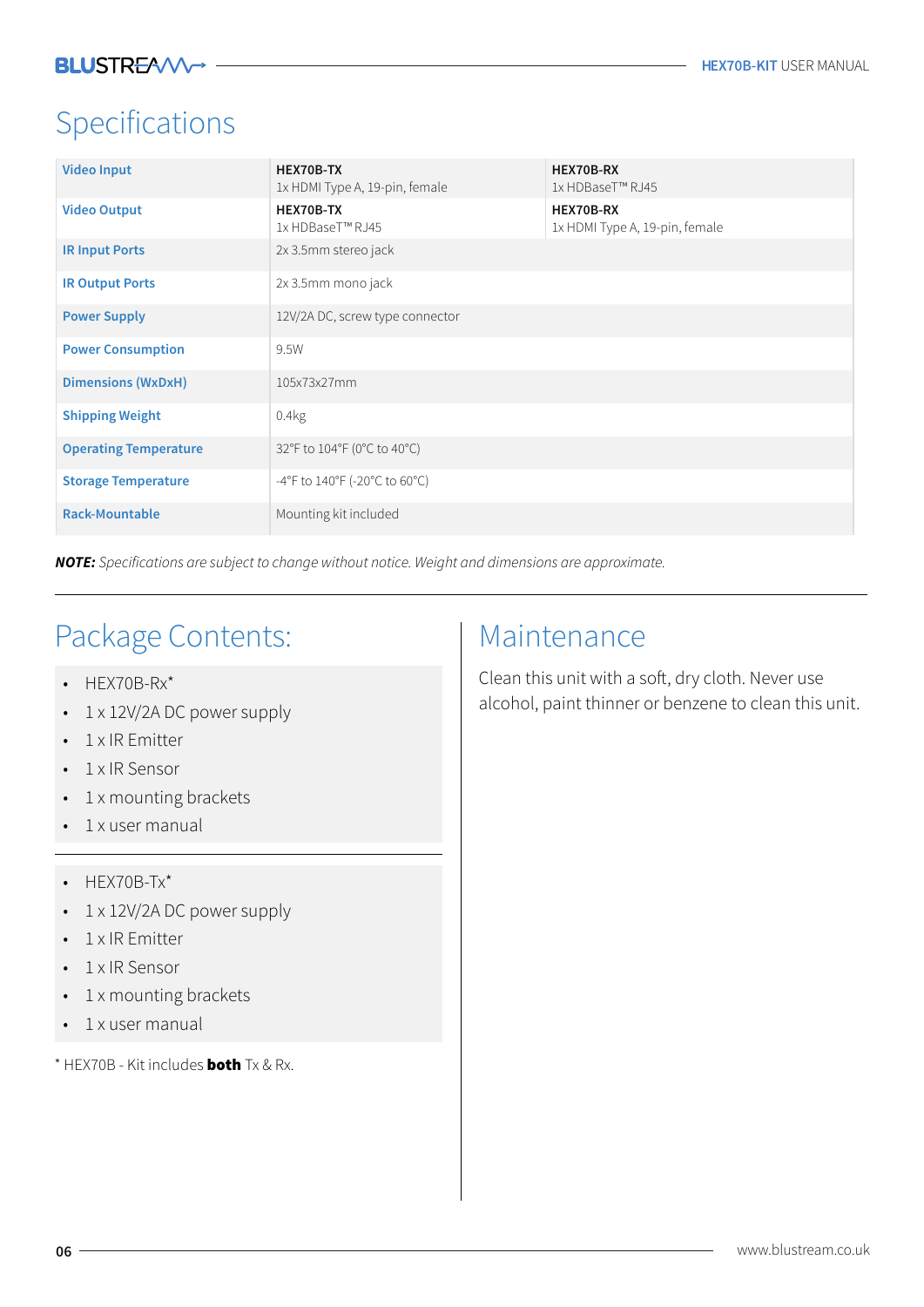# Specifications

| | | |
|---|---|---|
| **Video Input** | **HEX70B-TX**<br>1x HDMI Type A, 19-pin, female | **HEX70B-RX**<br>1x HDBaseT™ RJ45 |
| **Video Output** | **HEX70B-TX**<br>1x HDBaseT™ RJ45 | **HEX70B-RX**<br>1x HDMI Type A, 19-pin, female |
| **IR Input Ports** | 2x 3.5mm stereo jack | |
| **IR Output Ports** | 2x 3.5mm mono jack | |
| **Power Supply** | 12V/2A DC, screw type connector | |
| **Power Consumption** | 9.5W | |
| **Dimensions (WxDxH)** | 105x73x27mm | |
| **Shipping Weight** | 0.4kg | |
| **Operating Temperature** | 32°F to 104°F (0°C to 40°C) | |
| **Storage Temperature** | -4°F to 140°F (-20°C to 60°C) | |
| **Rack-Mountable** | Mounting kit included | |

***NOTE:*** *Specifications are subject to change without notice. Weight and dimensions are approximate.*

# Package Contents:

- HEX70B-Rx*
- 1 x 12V/2A DC power supply
- 1 x IR Emitter
- 1 x IR Sensor
- 1 x mounting brackets
- 1 x user manual

---

- HEX70B-Tx*
- 1 x 12V/2A DC power supply
- 1 x IR Emitter
- 1 x IR Sensor
- 1 x mounting brackets
- 1 x user manual

* HEX70B - Kit includes **both** Tx & Rx.

# Maintenance

Clean this unit with a soft, dry cloth. Never use alcohol, paint thinner or benzene to clean this unit.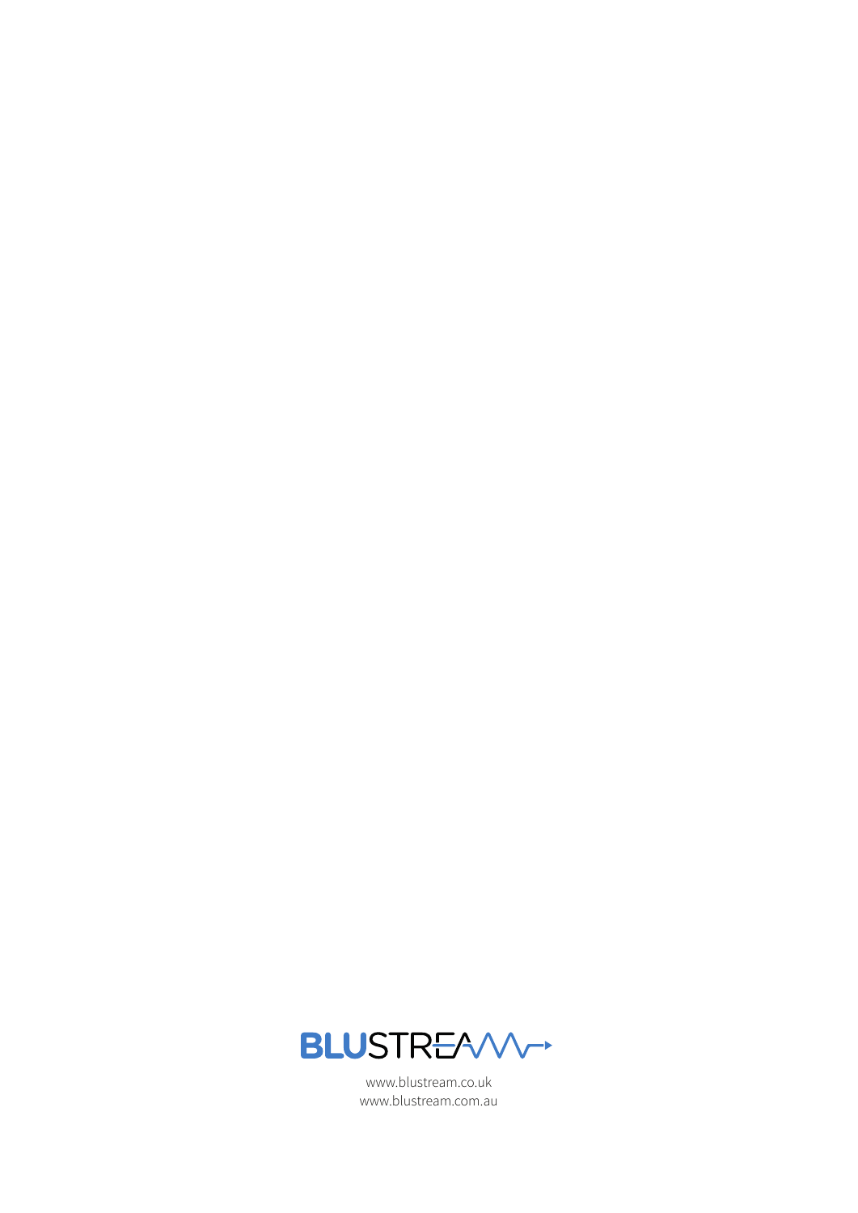BLUSTREAM

www.blustream.co.uk
www.blustream.com.au